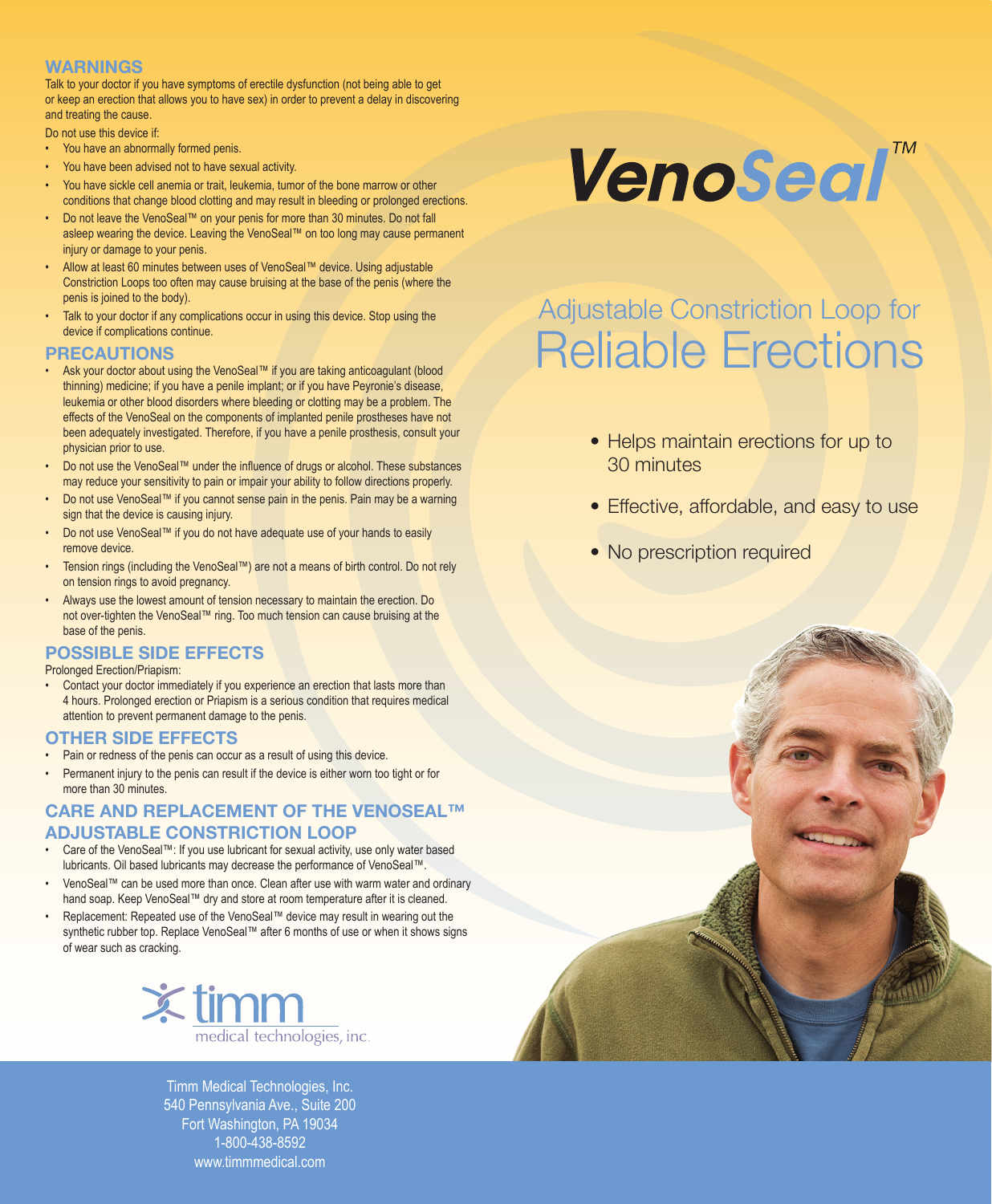# VenoSeal™

## Adjustable Constriction Loop for Reliable Erections

- Helps maintain erections for up to 30 minutes
- Effective, affordable, and easy to use
- No prescription required

## WARNINGS

Talk to your doctor if you have symptoms of erectile dysfunction (not being able to get or keep an erection that allows you to have sex) in order to prevent a delay in discovering and treating the cause.

Do not use this device if:

- You have an abnormally formed penis.
- You have been advised not to have sexual activity.
- You have sickle cell anemia or trait, leukemia, tumor of the bone marrow or other conditions that change blood clotting and may result in bleeding or prolonged erections.
- Do not leave the VenoSeal™ on your penis for more than 30 minutes. Do not fall asleep wearing the device. Leaving the VenoSeal™ on too long may cause permanent injury or damage to your penis.
- Allow at least 60 minutes between uses of VenoSeal™ device. Using adjustable Constriction Loops too often may cause bruising at the base of the penis (where the penis is joined to the body).
- Talk to your doctor if any complications occur in using this device. Stop using the device if complications continue.

## PRECAUTIONS

- Ask your doctor about using the VenoSeal™ if you are taking anticoagulant (blood thinning) medicine; if you have a penile implant; or if you have Peyronie's disease, leukemia or other blood disorders where bleeding or clotting may be a problem. The effects of the VenoSeal on the components of implanted penile prostheses have not been adequately investigated. Therefore, if you have a penile prosthesis, consult your physician prior to use.
- Do not use the VenoSeal™ under the influence of drugs or alcohol. These substances may reduce your sensitivity to pain or impair your ability to follow directions properly.
- Do not use VenoSeal™ if you cannot sense pain in the penis. Pain may be a warning sign that the device is causing injury.
- Do not use VenoSeal™ if you do not have adequate use of your hands to easily remove device.
- Tension rings (including the VenoSeal™) are not a means of birth control. Do not rely on tension rings to avoid pregnancy.
- Always use the lowest amount of tension necessary to maintain the erection. Do not over-tighten the VenoSeal™ ring. Too much tension can cause bruising at the base of the penis.

## POSSIBLE SIDE EFFECTS

Prolonged Erection/Priapism:

- Contact your doctor immediately if you experience an erection that lasts more than 4 hours. Prolonged erection or Priapism is a serious condition that requires medical attention to prevent permanent damage to the penis.

## OTHER SIDE EFFECTS

- Pain or redness of the penis can occur as a result of using this device.
- Permanent injury to the penis can result if the device is either worn too tight or for more than 30 minutes.

## CARE AND REPLACEMENT OF THE VENOSEAL™ ADJUSTABLE CONSTRICTION LOOP

- Care of the VenoSeal™: If you use lubricant for sexual activity, use only water based lubricants. Oil based lubricants may decrease the performance of VenoSeal™.
- VenoSeal™ can be used more than once. Clean after use with warm water and ordinary hand soap. Keep VenoSeal™ dry and store at room temperature after it is cleaned.
- Replacement: Repeated use of the VenoSeal™ device may result in wearing out the synthetic rubber top. Replace VenoSeal™ after 6 months of use or when it shows signs of wear such as cracking.

timm medical technologies, inc.

Timm Medical Technologies, Inc.
540 Pennsylvania Ave., Suite 200
Fort Washington, PA 19034
1-800-438-8592
www.timmmedical.com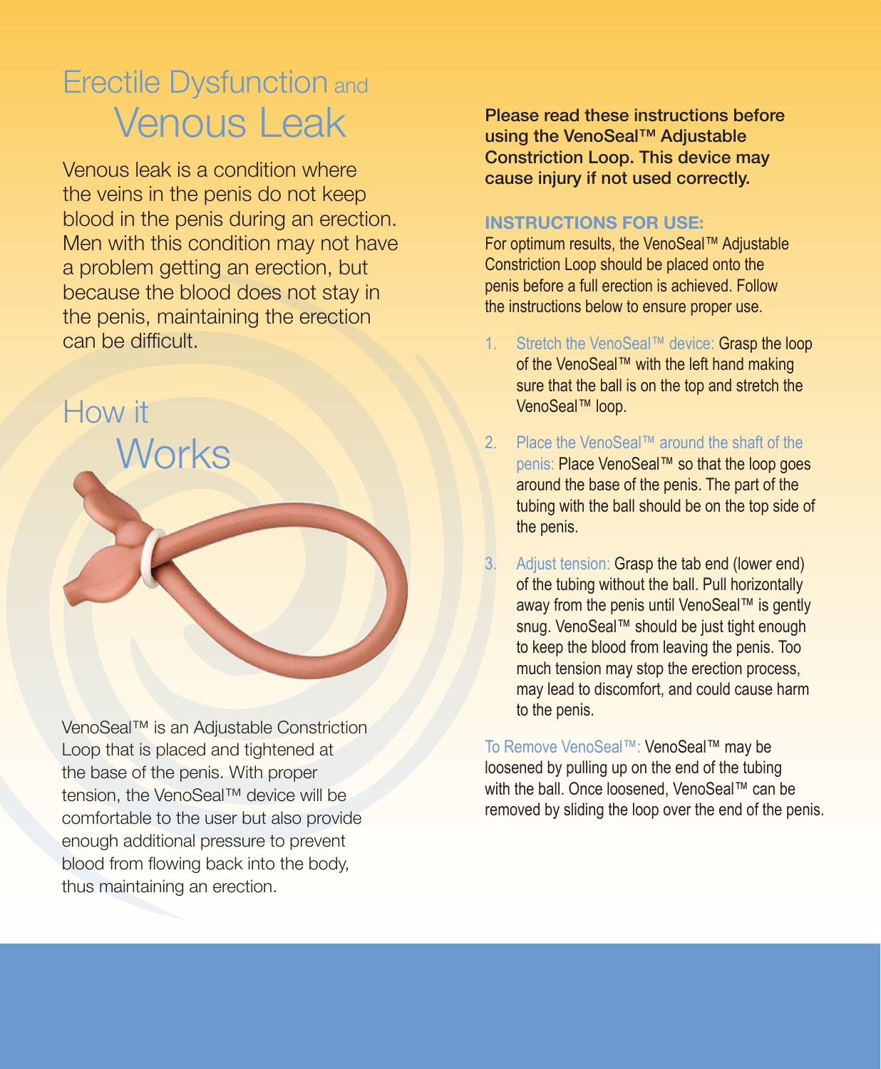# Erectile Dysfunction and Venous Leak

Venous leak is a condition where the veins in the penis do not keep blood in the penis during an erection. Men with this condition may not have a problem getting an erection, but because the blood does not stay in the penis, maintaining the erection can be difficult.

# How it Works

VenoSeal™ is an Adjustable Constriction Loop that is placed and tightened at the base of the penis. With proper tension, the VenoSeal™ device will be comfortable to the user but also provide enough additional pressure to prevent blood from flowing back into the body, thus maintaining an erection.

**Please read these instructions before using the VenoSeal™ Adjustable Constriction Loop. This device may cause injury if not used correctly.**

**INSTRUCTIONS FOR USE:**

For optimum results, the VenoSeal™ Adjustable Constriction Loop should be placed onto the penis before a full erection is achieved. Follow the instructions below to ensure proper use.

1. Stretch the VenoSeal™ device: Grasp the loop of the VenoSeal™ with the left hand making sure that the ball is on the top and stretch the VenoSeal™ loop.
2. Place the VenoSeal™ around the shaft of the penis: Place VenoSeal™ so that the loop goes around the base of the penis. The part of the tubing with the ball should be on the top side of the penis.
3. Adjust tension: Grasp the tab end (lower end) of the tubing without the ball. Pull horizontally away from the penis until VenoSeal™ is gently snug. VenoSeal™ should be just tight enough to keep the blood from leaving the penis. Too much tension may stop the erection process, may lead to discomfort, and could cause harm to the penis.

To Remove VenoSeal™: VenoSeal™ may be loosened by pulling up on the end of the tubing with the ball. Once loosened, VenoSeal™ can be removed by sliding the loop over the end of the penis.